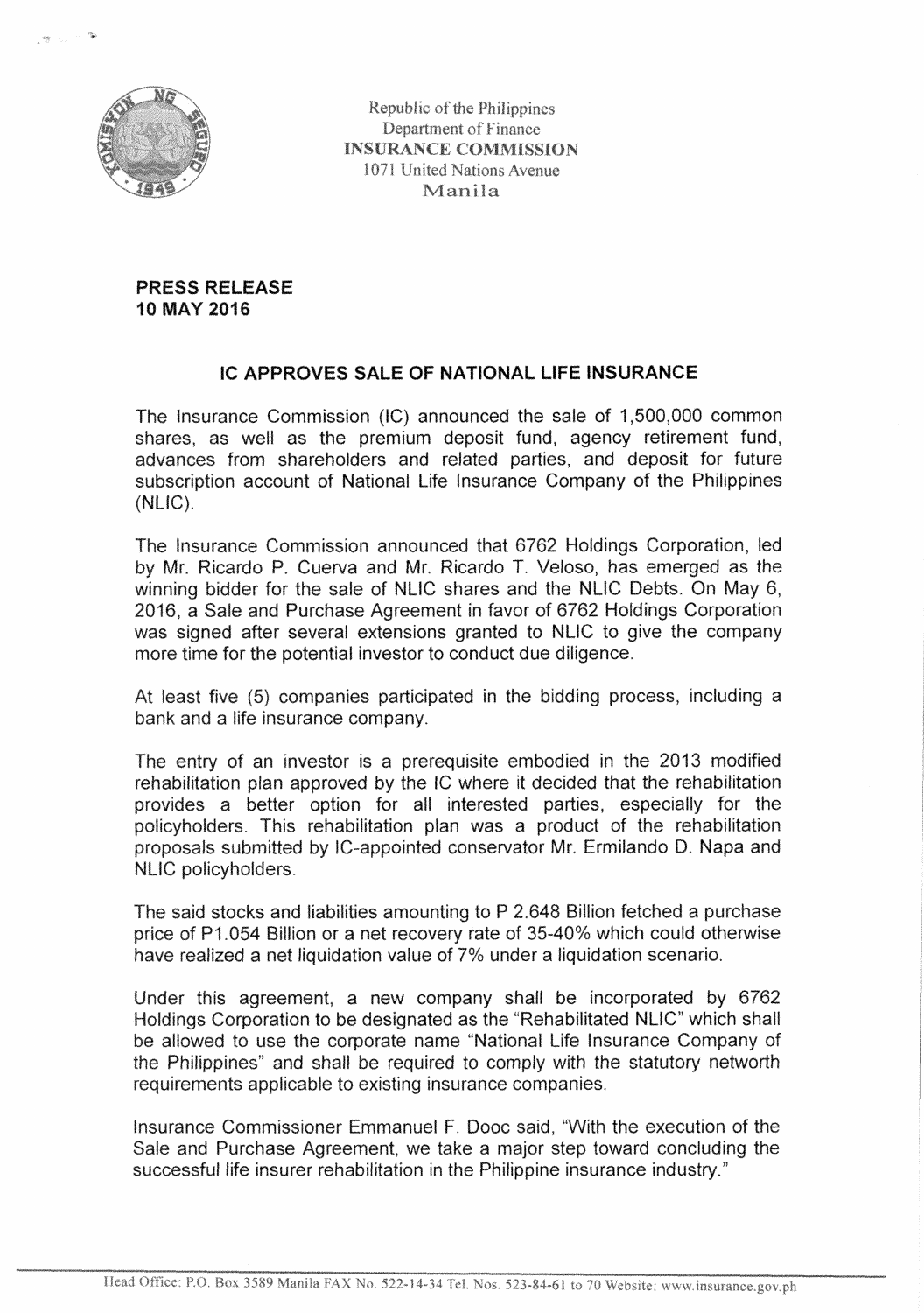Republic of the Philippines
Department of Finance
**INSURANCE COMMISSION**
1071 United Nations Avenue
Manila

**PRESS RELEASE**
**10 MAY 2016**

## IC APPROVES SALE OF NATIONAL LIFE INSURANCE

The Insurance Commission (IC) announced the sale of 1,500,000 common shares, as well as the premium deposit fund, agency retirement fund, advances from shareholders and related parties, and deposit for future subscription account of National Life Insurance Company of the Philippines (NLIC).

The Insurance Commission announced that 6762 Holdings Corporation, led by Mr. Ricardo P. Cuerva and Mr. Ricardo T. Veloso, has emerged as the winning bidder for the sale of NLIC shares and the NLIC Debts. On May 6, 2016, a Sale and Purchase Agreement in favor of 6762 Holdings Corporation was signed after several extensions granted to NLIC to give the company more time for the potential investor to conduct due diligence.

At least five (5) companies participated in the bidding process, including a bank and a life insurance company.

The entry of an investor is a prerequisite embodied in the 2013 modified rehabilitation plan approved by the IC where it decided that the rehabilitation provides a better option for all interested parties, especially for the policyholders. This rehabilitation plan was a product of the rehabilitation proposals submitted by IC-appointed conservator Mr. Ermilando D. Napa and NLIC policyholders.

The said stocks and liabilities amounting to P 2.648 Billion fetched a purchase price of P1.054 Billion or a net recovery rate of 35-40% which could otherwise have realized a net liquidation value of 7% under a liquidation scenario.

Under this agreement, a new company shall be incorporated by 6762 Holdings Corporation to be designated as the "Rehabilitated NLIC" which shall be allowed to use the corporate name "National Life Insurance Company of the Philippines" and shall be required to comply with the statutory networth requirements applicable to existing insurance companies.

Insurance Commissioner Emmanuel F. Dooc said, "With the execution of the Sale and Purchase Agreement, we take a major step toward concluding the successful life insurer rehabilitation in the Philippine insurance industry."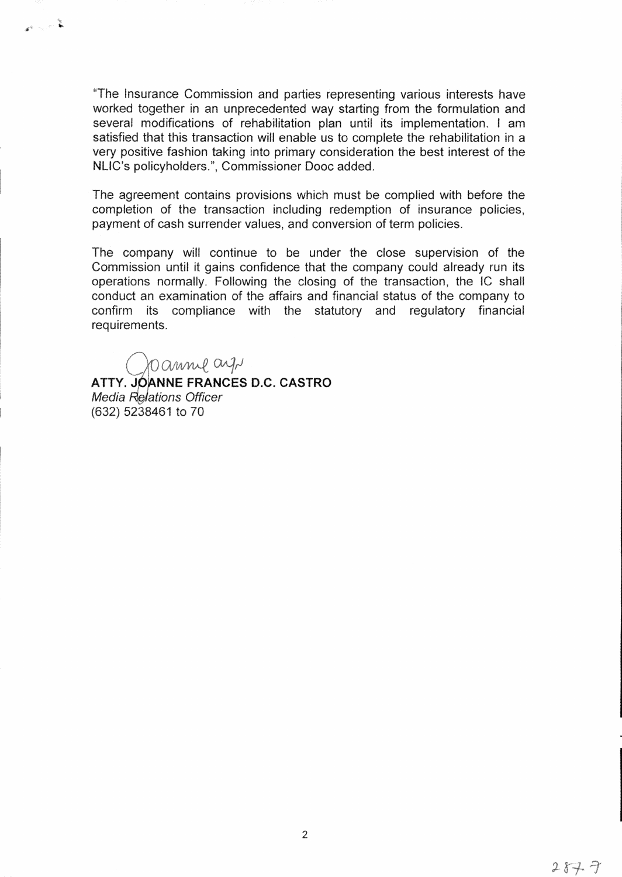"The Insurance Commission and parties representing various interests have worked together in an unprecedented way starting from the formulation and several modifications of rehabilitation plan until its implementation. I am satisfied that this transaction will enable us to complete the rehabilitation in a very positive fashion taking into primary consideration the best interest of the NLIC's policyholders.", Commissioner Dooc added.

The agreement contains provisions which must be complied with before the completion of the transaction including redemption of insurance policies, payment of cash surrender values, and conversion of term policies.

The company will continue to be under the close supervision of the Commission until it gains confidence that the company could already run its operations normally. Following the closing of the transaction, the IC shall conduct an examination of the affairs and financial status of the company to confirm its compliance with the statutory and regulatory financial requirements.

**ATTY. JOANNE FRANCES D.C. CASTRO**
*Media Relations Officer*
(632) 5238461 to 70